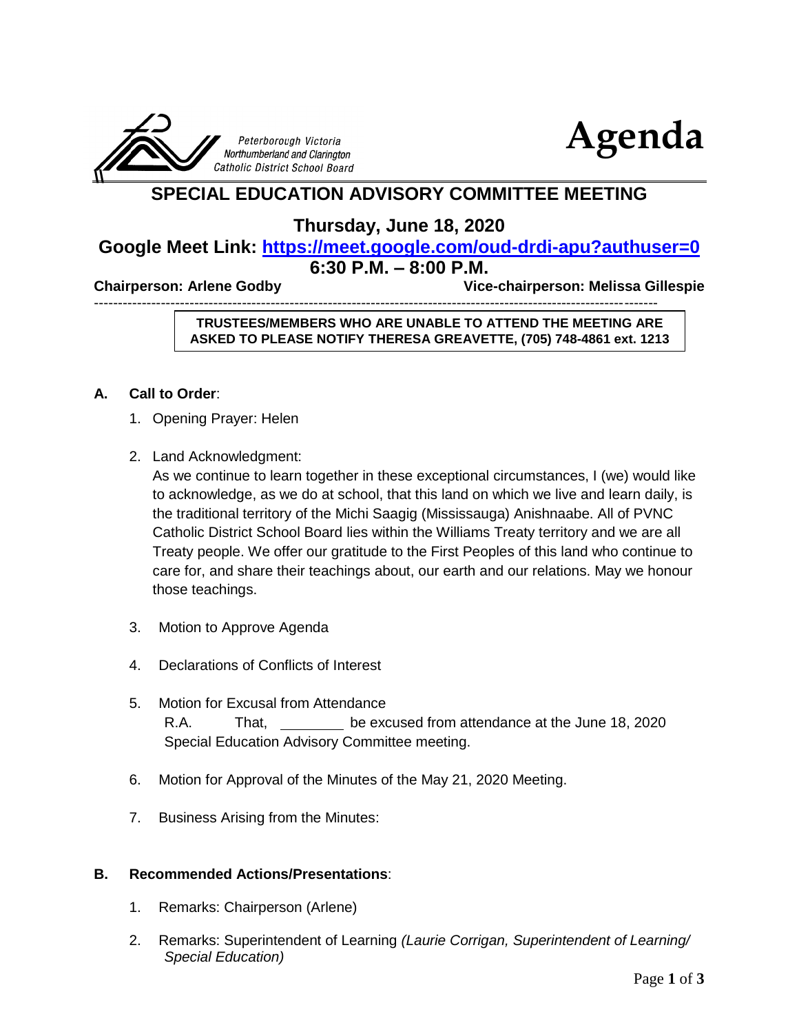Peterborough Victoria Northumberland and Clarington Catholic District School Board

# Agenda

## SPECIAL EDUCATION ADVISORY COMMITTEE MEETING

### Thursday, June 18, 2020

### Google Meet Link: https://meet.google.com/oud-drdi-apu?authuser=0

### 6:30 P.M. – 8:00 P.M.

**Chairperson: Arlene Godby** **Vice-chairperson: Melissa Gillespie**

---

**TRUSTEES/MEMBERS WHO ARE UNABLE TO ATTEND THE MEETING ARE ASKED TO PLEASE NOTIFY THERESA GREAVETTE, (705) 748-4861 ext. 1213**

**A. Call to Order**:

1. Opening Prayer: Helen

2. Land Acknowledgment:
   As we continue to learn together in these exceptional circumstances, I (we) would like to acknowledge, as we do at school, that this land on which we live and learn daily, is the traditional territory of the Michi Saagig (Mississauga) Anishnaabe. All of PVNC Catholic District School Board lies within the Williams Treaty territory and we are all Treaty people. We offer our gratitude to the First Peoples of this land who continue to care for, and share their teachings about, our earth and our relations. May we honour those teachings.

3. Motion to Approve Agenda

4. Declarations of Conflicts of Interest

5. Motion for Excusal from Attendance
   R.A. That, ________ be excused from attendance at the June 18, 2020 Special Education Advisory Committee meeting.

6. Motion for Approval of the Minutes of the May 21, 2020 Meeting.

7. Business Arising from the Minutes:

**B. Recommended Actions/Presentations**:

1. Remarks: Chairperson (Arlene)

2. Remarks: Superintendent of Learning *(Laurie Corrigan, Superintendent of Learning/ Special Education)*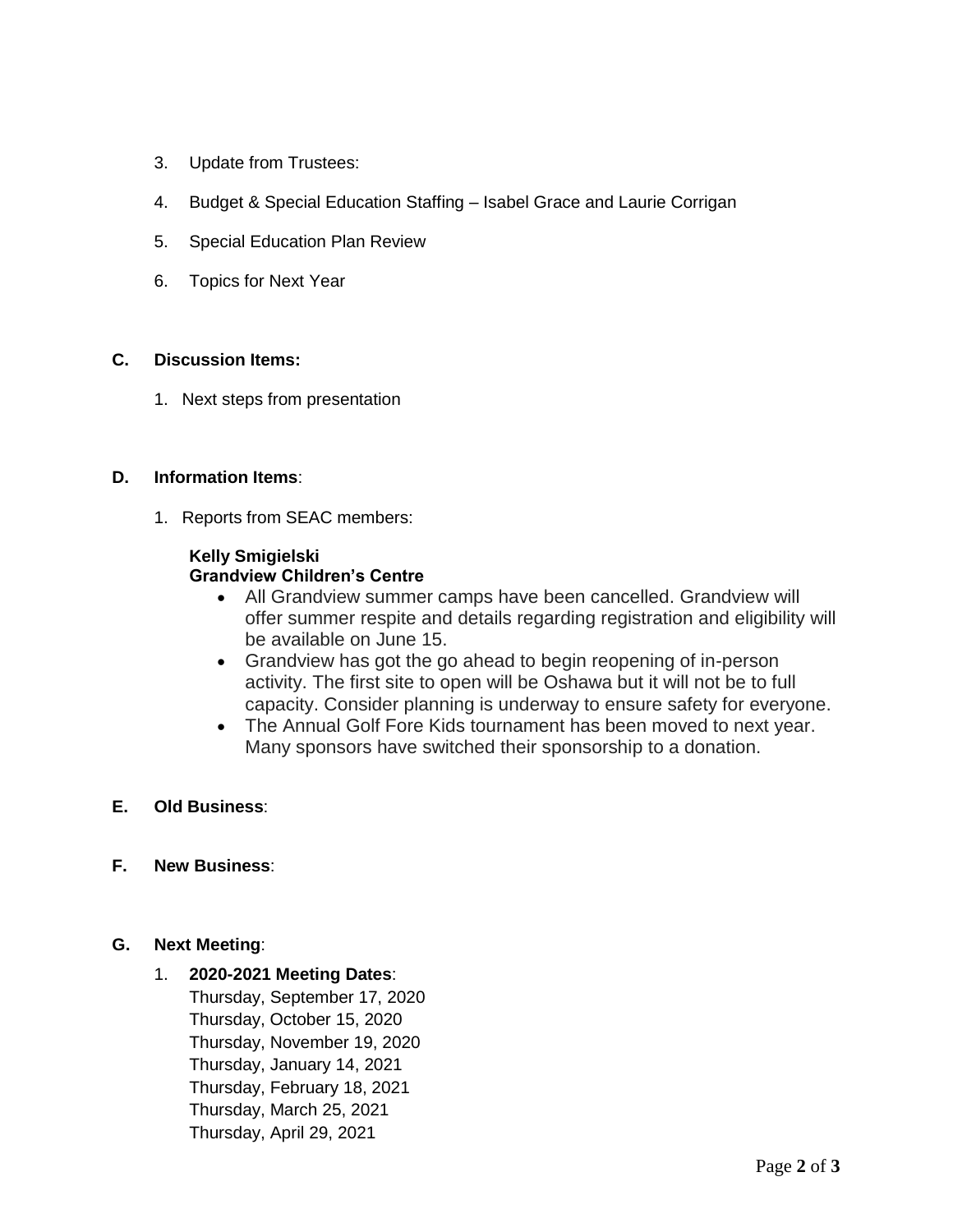3. Update from Trustees:

4. Budget & Special Education Staffing – Isabel Grace and Laurie Corrigan

5. Special Education Plan Review

6. Topics for Next Year

## C. Discussion Items:

1. Next steps from presentation

## D. Information Items:

1. Reports from SEAC members:

**Kelly Smigielski**
**Grandview Children's Centre**

- All Grandview summer camps have been cancelled. Grandview will offer summer respite and details regarding registration and eligibility will be available on June 15.
- Grandview has got the go ahead to begin reopening of in-person activity. The first site to open will be Oshawa but it will not be to full capacity. Consider planning is underway to ensure safety for everyone.
- The Annual Golf Fore Kids tournament has been moved to next year. Many sponsors have switched their sponsorship to a donation.

## E. Old Business:

## F. New Business:

## G. Next Meeting:

1. **2020-2021 Meeting Dates**:
   Thursday, September 17, 2020
   Thursday, October 15, 2020
   Thursday, November 19, 2020
   Thursday, January 14, 2021
   Thursday, February 18, 2021
   Thursday, March 25, 2021
   Thursday, April 29, 2021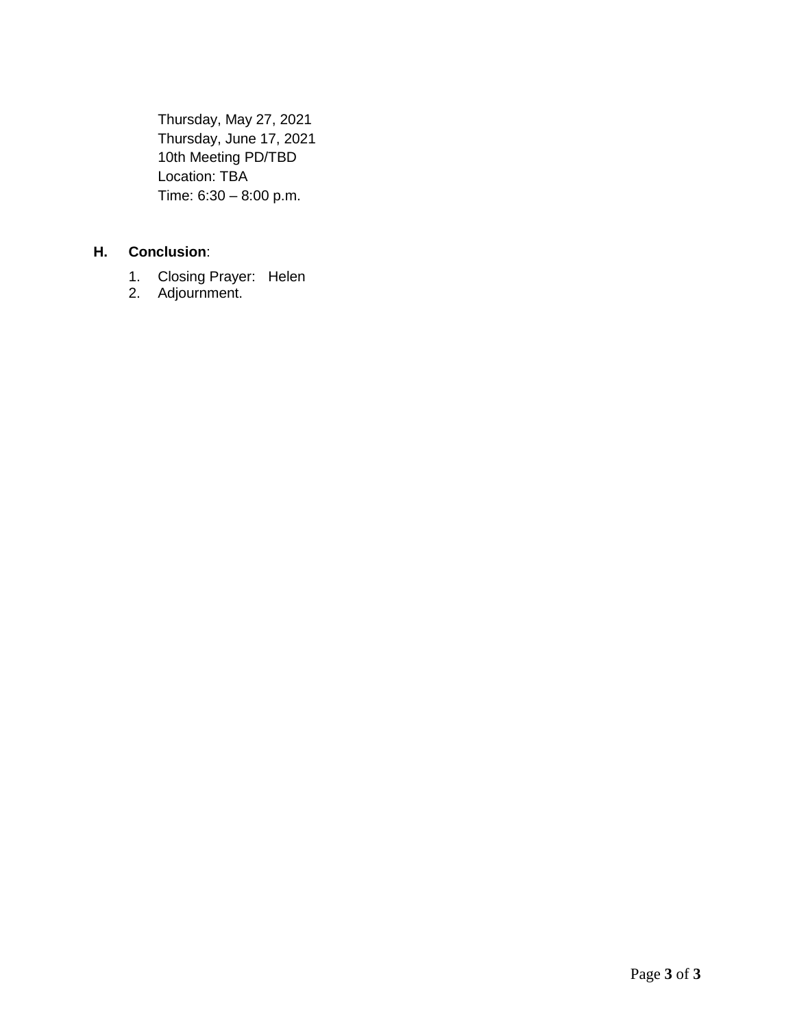Thursday, May 27, 2021
Thursday, June 17, 2021
10th Meeting PD/TBD
Location: TBA
Time: 6:30 – 8:00 p.m.

**H. Conclusion**:

1. Closing Prayer: Helen
2. Adjournment.